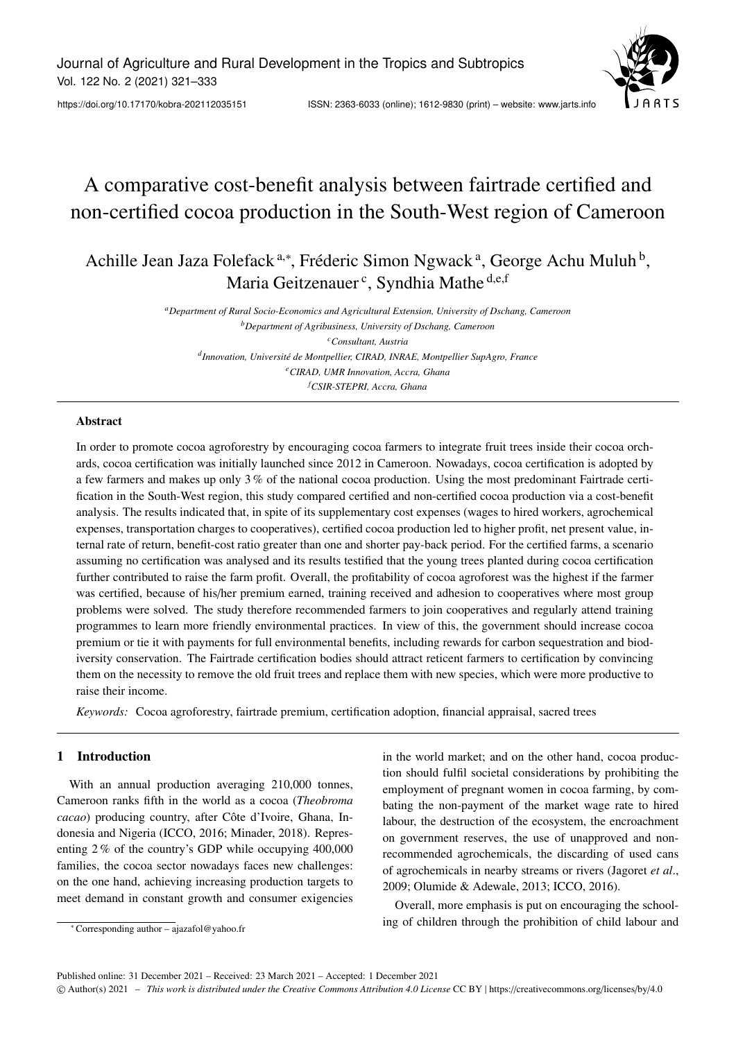# A comparative cost-benefit analysis between fairtrade certified and non-certified cocoa production in the South-West region of Cameroon

Achille Jean Jaza Folefack[a,*], Fréderic Simon Ngwack[a], George Achu Muluh[b], Maria Geitzenauer[c], Syndhia Mathe[d,e,f]

[a]*Department of Rural Socio-Economics and Agricultural Extension, University of Dschang, Cameroon*
[b]*Department of Agribusiness, University of Dschang, Cameroon*
[c]*Consultant, Austria*
[d]*Innovation, Université de Montpellier, CIRAD, INRAE, Montpellier SupAgro, France*
[e]*CIRAD, UMR Innovation, Accra, Ghana*
[f]*CSIR-STEPRI, Accra, Ghana*

## Abstract

In order to promote cocoa agroforestry by encouraging cocoa farmers to integrate fruit trees inside their cocoa orchards, cocoa certification was initially launched since 2012 in Cameroon. Nowadays, cocoa certification is adopted by a few farmers and makes up only 3 % of the national cocoa production. Using the most predominant Fairtrade certification in the South-West region, this study compared certified and non-certified cocoa production via a cost-benefit analysis. The results indicated that, in spite of its supplementary cost expenses (wages to hired workers, agrochemical expenses, transportation charges to cooperatives), certified cocoa production led to higher profit, net present value, internal rate of return, benefit-cost ratio greater than one and shorter pay-back period. For the certified farms, a scenario assuming no certification was analysed and its results testified that the young trees planted during cocoa certification further contributed to raise the farm profit. Overall, the profitability of cocoa agroforest was the highest if the farmer was certified, because of his/her premium earned, training received and adhesion to cooperatives where most group problems were solved. The study therefore recommended farmers to join cooperatives and regularly attend training programmes to learn more friendly environmental practices. In view of this, the government should increase cocoa premium or tie it with payments for full environmental benefits, including rewards for carbon sequestration and biodiversity conservation. The Fairtrade certification bodies should attract reticent farmers to certification by convincing them on the necessity to remove the old fruit trees and replace them with new species, which were more productive to raise their income.

*Keywords:* Cocoa agroforestry, fairtrade premium, certification adoption, financial appraisal, sacred trees

## 1 Introduction

With an annual production averaging 210,000 tonnes, Cameroon ranks fifth in the world as a cocoa (*Theobroma cacao*) producing country, after Côte d'Ivoire, Ghana, Indonesia and Nigeria (ICCO, 2016; Minader, 2018). Representing 2 % of the country's GDP while occupying 400,000 families, the cocoa sector nowadays faces new challenges: on the one hand, achieving increasing production targets to meet demand in constant growth and consumer exigencies in the world market; and on the other hand, cocoa production should fulfil societal considerations by prohibiting the employment of pregnant women in cocoa farming, by combating the non-payment of the market wage rate to hired labour, the destruction of the ecosystem, the encroachment on government reserves, the use of unapproved and non-recommended agrochemicals, the discarding of used cans of agrochemicals in nearby streams or rivers (Jagoret *et al.*, 2009; Olumide & Adewale, 2013; ICCO, 2016).

Overall, more emphasis is put on encouraging the schooling of children through the prohibition of child labour and

*Corresponding author – ajazafol@yahoo.fr

Published online: 31 December 2021 – Received: 23 March 2021 – Accepted: 1 December 2021
© Author(s) 2021 – *This work is distributed under the Creative Commons Attribution 4.0 License* CC BY | https://creativecommons.org/licenses/by/4.0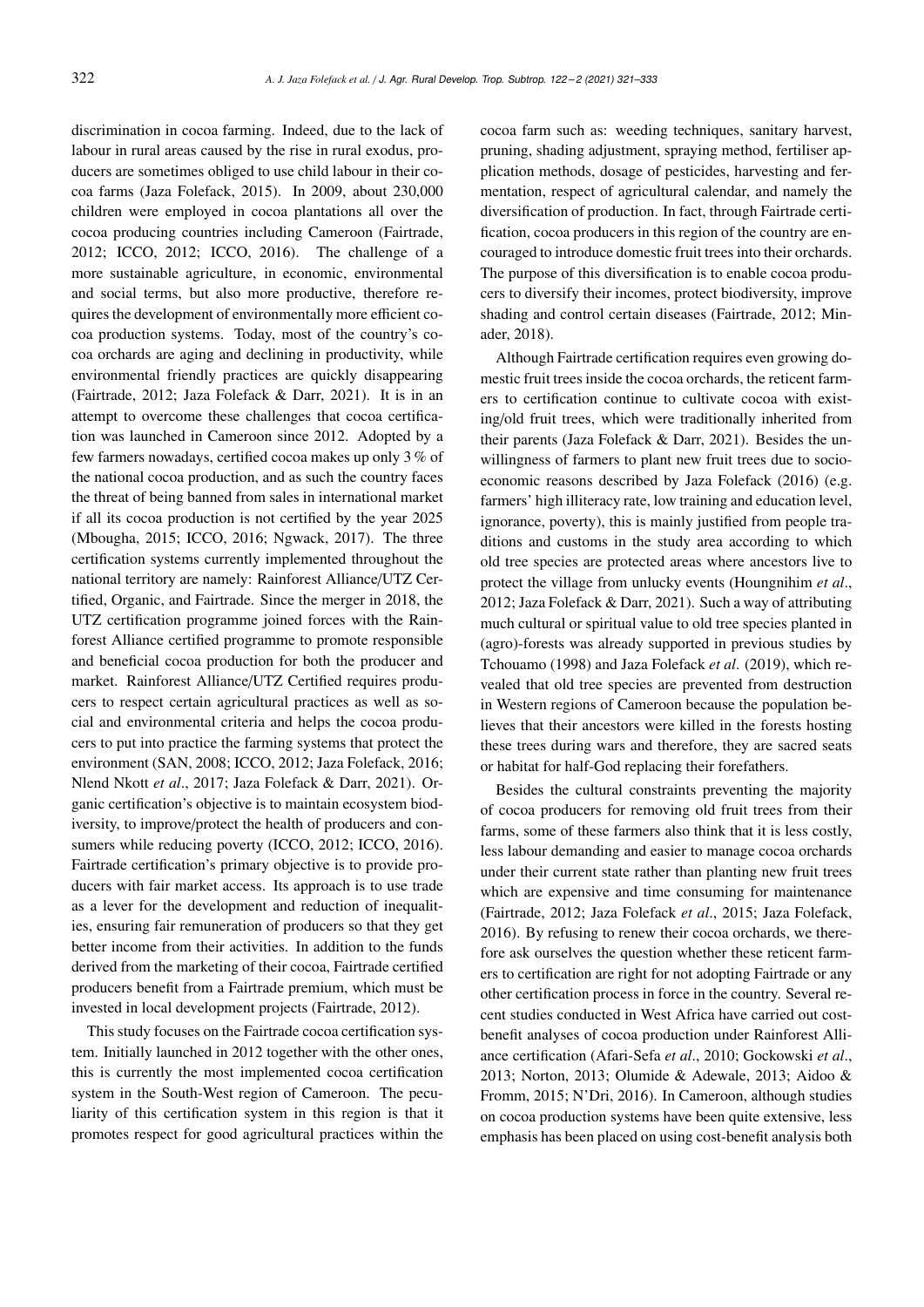discrimination in cocoa farming. Indeed, due to the lack of labour in rural areas caused by the rise in rural exodus, producers are sometimes obliged to use child labour in their cocoa farms (Jaza Folefack, 2015). In 2009, about 230,000 children were employed in cocoa plantations all over the cocoa producing countries including Cameroon (Fairtrade, 2012; ICCO, 2012; ICCO, 2016). The challenge of a more sustainable agriculture, in economic, environmental and social terms, but also more productive, therefore requires the development of environmentally more efficient cocoa production systems. Today, most of the country's cocoa orchards are aging and declining in productivity, while environmental friendly practices are quickly disappearing (Fairtrade, 2012; Jaza Folefack & Darr, 2021). It is in an attempt to overcome these challenges that cocoa certification was launched in Cameroon since 2012. Adopted by a few farmers nowadays, certified cocoa makes up only 3 % of the national cocoa production, and as such the country faces the threat of being banned from sales in international market if all its cocoa production is not certified by the year 2025 (Mbougha, 2015; ICCO, 2016; Ngwack, 2017). The three certification systems currently implemented throughout the national territory are namely: Rainforest Alliance/UTZ Certified, Organic, and Fairtrade. Since the merger in 2018, the UTZ certification programme joined forces with the Rainforest Alliance certified programme to promote responsible and beneficial cocoa production for both the producer and market. Rainforest Alliance/UTZ Certified requires producers to respect certain agricultural practices as well as social and environmental criteria and helps the cocoa producers to put into practice the farming systems that protect the environment (SAN, 2008; ICCO, 2012; Jaza Folefack, 2016; Nlend Nkott *et al*., 2017; Jaza Folefack & Darr, 2021). Organic certification's objective is to maintain ecosystem biodiversity, to improve/protect the health of producers and consumers while reducing poverty (ICCO, 2012; ICCO, 2016). Fairtrade certification's primary objective is to provide producers with fair market access. Its approach is to use trade as a lever for the development and reduction of inequalities, ensuring fair remuneration of producers so that they get better income from their activities. In addition to the funds derived from the marketing of their cocoa, Fairtrade certified producers benefit from a Fairtrade premium, which must be invested in local development projects (Fairtrade, 2012).

This study focuses on the Fairtrade cocoa certification system. Initially launched in 2012 together with the other ones, this is currently the most implemented cocoa certification system in the South-West region of Cameroon. The peculiarity of this certification system in this region is that it promotes respect for good agricultural practices within the cocoa farm such as: weeding techniques, sanitary harvest, pruning, shading adjustment, spraying method, fertiliser application methods, dosage of pesticides, harvesting and fermentation, respect of agricultural calendar, and namely the diversification of production. In fact, through Fairtrade certification, cocoa producers in this region of the country are encouraged to introduce domestic fruit trees into their orchards. The purpose of this diversification is to enable cocoa producers to diversify their incomes, protect biodiversity, improve shading and control certain diseases (Fairtrade, 2012; Minader, 2018).

Although Fairtrade certification requires even growing domestic fruit trees inside the cocoa orchards, the reticent farmers to certification continue to cultivate cocoa with existing/old fruit trees, which were traditionally inherited from their parents (Jaza Folefack & Darr, 2021). Besides the unwillingness of farmers to plant new fruit trees due to socioeconomic reasons described by Jaza Folefack (2016) (e.g. farmers' high illiteracy rate, low training and education level, ignorance, poverty), this is mainly justified from people traditions and customs in the study area according to which old tree species are protected areas where ancestors live to protect the village from unlucky events (Houngnihim *et al*., 2012; Jaza Folefack & Darr, 2021). Such a way of attributing much cultural or spiritual value to old tree species planted in (agro)-forests was already supported in previous studies by Tchouamo (1998) and Jaza Folefack *et al*. (2019), which revealed that old tree species are prevented from destruction in Western regions of Cameroon because the population believes that their ancestors were killed in the forests hosting these trees during wars and therefore, they are sacred seats or habitat for half-God replacing their forefathers.

Besides the cultural constraints preventing the majority of cocoa producers for removing old fruit trees from their farms, some of these farmers also think that it is less costly, less labour demanding and easier to manage cocoa orchards under their current state rather than planting new fruit trees which are expensive and time consuming for maintenance (Fairtrade, 2012; Jaza Folefack *et al*., 2015; Jaza Folefack, 2016). By refusing to renew their cocoa orchards, we therefore ask ourselves the question whether these reticent farmers to certification are right for not adopting Fairtrade or any other certification process in force in the country. Several recent studies conducted in West Africa have carried out cost-benefit analyses of cocoa production under Rainforest Alliance certification (Afari-Sefa *et al*., 2010; Gockowski *et al*., 2013; Norton, 2013; Olumide & Adewale, 2013; Aidoo & Fromm, 2015; N'Dri, 2016). In Cameroon, although studies on cocoa production systems have been quite extensive, less emphasis has been placed on using cost-benefit analysis both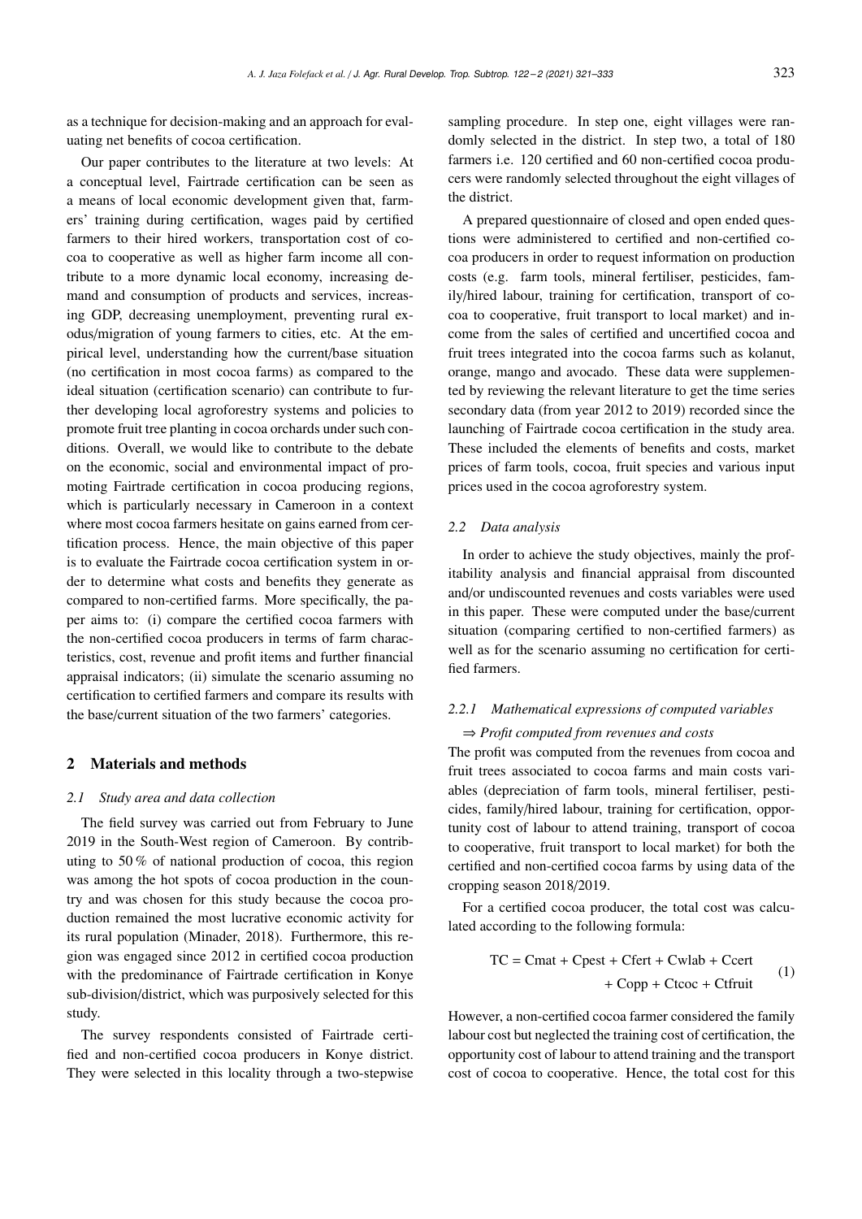as a technique for decision-making and an approach for evaluating net benefits of cocoa certification.

Our paper contributes to the literature at two levels: At a conceptual level, Fairtrade certification can be seen as a means of local economic development given that, farmers' training during certification, wages paid by certified farmers to their hired workers, transportation cost of cocoa to cooperative as well as higher farm income all contribute to a more dynamic local economy, increasing demand and consumption of products and services, increasing GDP, decreasing unemployment, preventing rural exodus/migration of young farmers to cities, etc. At the empirical level, understanding how the current/base situation (no certification in most cocoa farms) as compared to the ideal situation (certification scenario) can contribute to further developing local agroforestry systems and policies to promote fruit tree planting in cocoa orchards under such conditions. Overall, we would like to contribute to the debate on the economic, social and environmental impact of promoting Fairtrade certification in cocoa producing regions, which is particularly necessary in Cameroon in a context where most cocoa farmers hesitate on gains earned from certification process. Hence, the main objective of this paper is to evaluate the Fairtrade cocoa certification system in order to determine what costs and benefits they generate as compared to non-certified farms. More specifically, the paper aims to: (i) compare the certified cocoa farmers with the non-certified cocoa producers in terms of farm characteristics, cost, revenue and profit items and further financial appraisal indicators; (ii) simulate the scenario assuming no certification to certified farmers and compare its results with the base/current situation of the two farmers' categories.

## 2 Materials and methods

### *2.1 Study area and data collection*

The field survey was carried out from February to June 2019 in the South-West region of Cameroon. By contributing to 50 % of national production of cocoa, this region was among the hot spots of cocoa production in the country and was chosen for this study because the cocoa production remained the most lucrative economic activity for its rural population (Minader, 2018). Furthermore, this region was engaged since 2012 in certified cocoa production with the predominance of Fairtrade certification in Konye sub-division/district, which was purposively selected for this study.

The survey respondents consisted of Fairtrade certified and non-certified cocoa producers in Konye district. They were selected in this locality through a two-stepwise sampling procedure. In step one, eight villages were randomly selected in the district. In step two, a total of 180 farmers i.e. 120 certified and 60 non-certified cocoa producers were randomly selected throughout the eight villages of the district.

A prepared questionnaire of closed and open ended questions were administered to certified and non-certified cocoa producers in order to request information on production costs (e.g. farm tools, mineral fertiliser, pesticides, family/hired labour, training for certification, transport of cocoa to cooperative, fruit transport to local market) and income from the sales of certified and uncertified cocoa and fruit trees integrated into the cocoa farms such as kolanut, orange, mango and avocado. These data were supplemented by reviewing the relevant literature to get the time series secondary data (from year 2012 to 2019) recorded since the launching of Fairtrade cocoa certification in the study area. These included the elements of benefits and costs, market prices of farm tools, cocoa, fruit species and various input prices used in the cocoa agroforestry system.

### *2.2 Data analysis*

In order to achieve the study objectives, mainly the profitability analysis and financial appraisal from discounted and/or undiscounted revenues and costs variables were used in this paper. These were computed under the base/current situation (comparing certified to non-certified farmers) as well as for the scenario assuming no certification for certified farmers.

#### *2.2.1 Mathematical expressions of computed variables*

⇒ *Profit computed from revenues and costs*

The profit was computed from the revenues from cocoa and fruit trees associated to cocoa farms and main costs variables (depreciation of farm tools, mineral fertiliser, pesticides, family/hired labour, training for certification, opportunity cost of labour to attend training, transport of cocoa to cooperative, fruit transport to local market) for both the certified and non-certified cocoa farms by using data of the cropping season 2018/2019.

For a certified cocoa producer, the total cost was calculated according to the following formula:

$$\begin{aligned} \text{TC} = \text{Cmat} + \text{Cpest} + \text{Cfert} + \text{Cwlab} + \text{Ccert} \\ + \text{Copp} + \text{Ctcoc} + \text{Ctfruit} \end{aligned} \tag{1}$$

However, a non-certified cocoa farmer considered the family labour cost but neglected the training cost of certification, the opportunity cost of labour to attend training and the transport cost of cocoa to cooperative. Hence, the total cost for this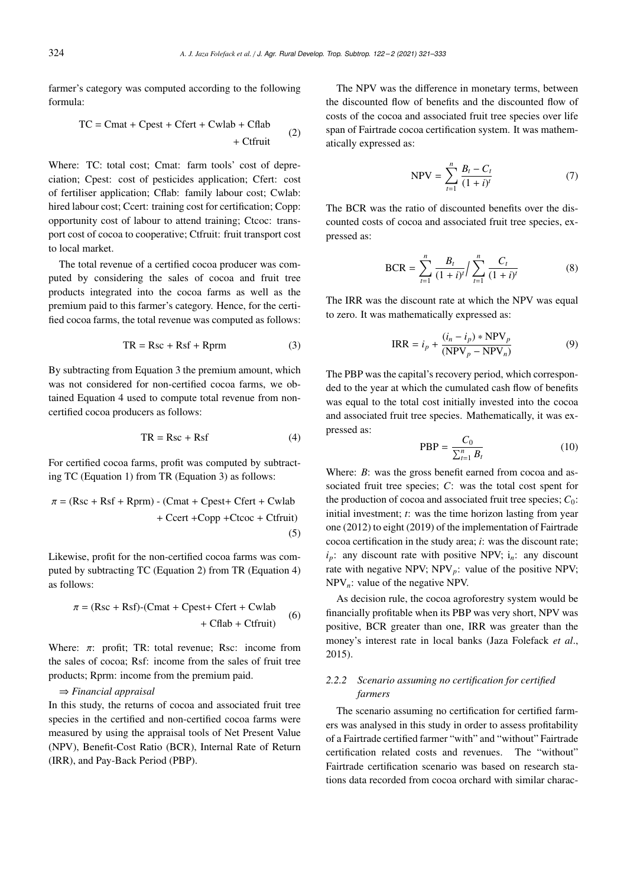farmer's category was computed according to the following formula:

$$\text{TC} = \text{Cmat} + \text{Cpest} + \text{Cfert} + \text{Cwlab} + \text{Cflab} + \text{Ctfruit} \quad (2)$$

Where: TC: total cost; Cmat: farm tools' cost of depreciation; Cpest: cost of pesticides application; Cfert: cost of fertiliser application; Cflab: family labour cost; Cwlab: hired labour cost; Ccert: training cost for certification; Copp: opportunity cost of labour to attend training; Ctcoc: transport cost of cocoa to cooperative; Ctfruit: fruit transport cost to local market.

The total revenue of a certified cocoa producer was computed by considering the sales of cocoa and fruit tree products integrated into the cocoa farms as well as the premium paid to this farmer's category. Hence, for the certified cocoa farms, the total revenue was computed as follows:

$$\text{TR} = \text{Rsc} + \text{Rsf} + \text{Rprm} \quad (3)$$

By subtracting from Equation 3 the premium amount, which was not considered for non-certified cocoa farms, we obtained Equation 4 used to compute total revenue from non-certified cocoa producers as follows:

$$\text{TR} = \text{Rsc} + \text{Rsf} \quad (4)$$

For certified cocoa farms, profit was computed by subtracting TC (Equation 1) from TR (Equation 3) as follows:

$$\pi = (\text{Rsc} + \text{Rsf} + \text{Rprm}) - (\text{Cmat} + \text{Cpest} + \text{Cfert} + \text{Cwlab} + \text{Ccert} + \text{Copp} + \text{Ctcoc} + \text{Ctfruit}) \quad (5)$$

Likewise, profit for the non-certified cocoa farms was computed by subtracting TC (Equation 2) from TR (Equation 4) as follows:

$$\pi = (\text{Rsc} + \text{Rsf}) - (\text{Cmat} + \text{Cpest} + \text{Cfert} + \text{Cwlab} + \text{Cflab} + \text{Ctfruit}) \quad (6)$$

Where: $\pi$: profit; TR: total revenue; Rsc: income from the sales of cocoa; Rsf: income from the sales of fruit tree products; Rprm: income from the premium paid.

⇒ *Financial appraisal*

In this study, the returns of cocoa and associated fruit tree species in the certified and non-certified cocoa farms were measured by using the appraisal tools of Net Present Value (NPV), Benefit-Cost Ratio (BCR), Internal Rate of Return (IRR), and Pay-Back Period (PBP).

The NPV was the difference in monetary terms, between the discounted flow of benefits and the discounted flow of costs of the cocoa and associated fruit tree species over life span of Fairtrade cocoa certification system. It was mathematically expressed as:

$$\text{NPV} = \sum_{t=1}^{n} \frac{B_t - C_t}{(1+i)^t} \quad (7)$$

The BCR was the ratio of discounted benefits over the discounted costs of cocoa and associated fruit tree species, expressed as:

$$\text{BCR} = \sum_{t=1}^{n} \frac{B_t}{(1+i)^t} \Big/ \sum_{t=1}^{n} \frac{C_t}{(1+i)^t} \quad (8)$$

The IRR was the discount rate at which the NPV was equal to zero. It was mathematically expressed as:

$$\text{IRR} = i_p + \frac{(i_n - i_p) * \text{NPV}_p}{(\text{NPV}_p - \text{NPV}_n)} \quad (9)$$

The PBP was the capital's recovery period, which corresponded to the year at which the cumulated cash flow of benefits was equal to the total cost initially invested into the cocoa and associated fruit tree species. Mathematically, it was expressed as:

$$\text{PBP} = \frac{C_0}{\sum_{t=1}^{n} B_t} \quad (10)$$

Where: $B$: was the gross benefit earned from cocoa and associated fruit tree species; $C$: was the total cost spent for the production of cocoa and associated fruit tree species; $C_0$: initial investment; $t$: was the time horizon lasting from year one (2012) to eight (2019) of the implementation of Fairtrade cocoa certification in the study area; $i$: was the discount rate; $i_p$: any discount rate with positive NPV; $i_n$: any discount rate with negative NPV; $\text{NPV}_p$: value of the positive NPV; $\text{NPV}_n$: value of the negative NPV.

As decision rule, the cocoa agroforestry system would be financially profitable when its PBP was very short, NPV was positive, BCR greater than one, IRR was greater than the money's interest rate in local banks (Jaza Folefack *et al*., 2015).

### 2.2.2 *Scenario assuming no certification for certified farmers*

The scenario assuming no certification for certified farmers was analysed in this study in order to assess profitability of a Fairtrade certified farmer "with" and "without" Fairtrade certification related costs and revenues. The "without" Fairtrade certification scenario was based on research stations data recorded from cocoa orchard with similar charac-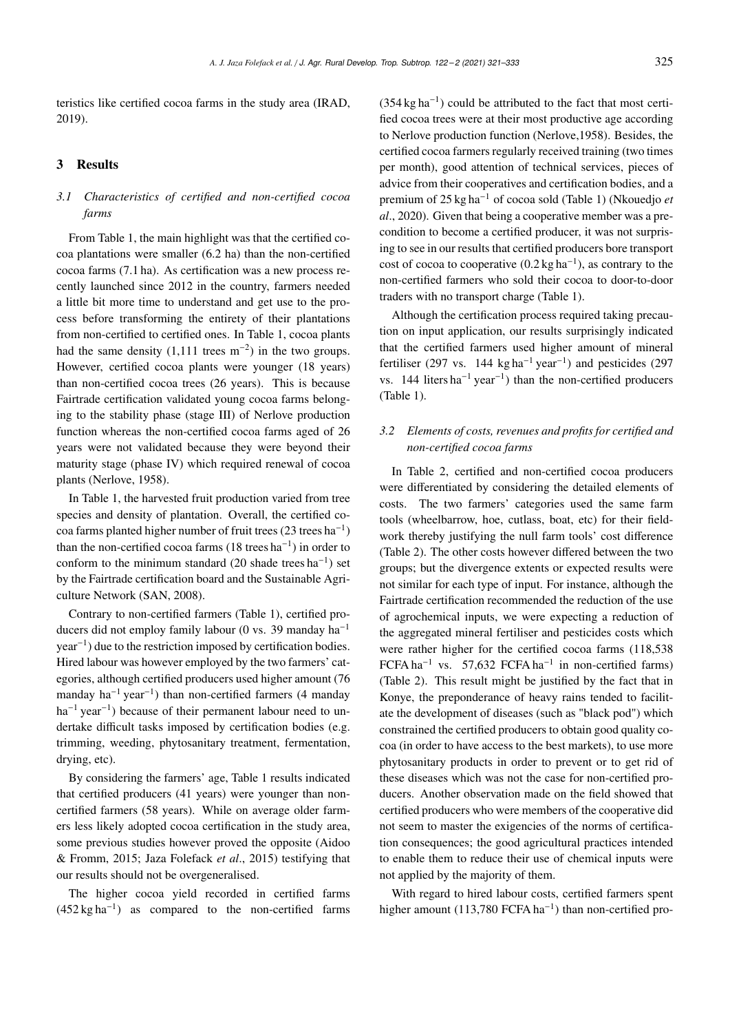teristics like certified cocoa farms in the study area (IRAD, 2019).

## 3 Results

### 3.1 Characteristics of certified and non-certified cocoa farms

From Table 1, the main highlight was that the certified cocoa plantations were smaller (6.2 ha) than the non-certified cocoa farms (7.1 ha). As certification was a new process recently launched since 2012 in the country, farmers needed a little bit more time to understand and get use to the process before transforming the entirety of their plantations from non-certified to certified ones. In Table 1, cocoa plants had the same density (1,111 trees $m^{-2}$) in the two groups. However, certified cocoa plants were younger (18 years) than non-certified cocoa trees (26 years). This is because Fairtrade certification validated young cocoa farms belonging to the stability phase (stage III) of Nerlove production function whereas the non-certified cocoa farms aged of 26 years were not validated because they were beyond their maturity stage (phase IV) which required renewal of cocoa plants (Nerlove, 1958).

In Table 1, the harvested fruit production varied from tree species and density of plantation. Overall, the certified cocoa farms planted higher number of fruit trees (23 trees $ha^{-1}$) than the non-certified cocoa farms (18 trees $ha^{-1}$) in order to conform to the minimum standard (20 shade trees $ha^{-1}$) set by the Fairtrade certification board and the Sustainable Agriculture Network (SAN, 2008).

Contrary to non-certified farmers (Table 1), certified producers did not employ family labour (0 vs. 39 manday $ha^{-1}$ $year^{-1}$) due to the restriction imposed by certification bodies. Hired labour was however employed by the two farmers' categories, although certified producers used higher amount (76 manday $ha^{-1}$ $year^{-1}$) than non-certified farmers (4 manday $ha^{-1}$ $year^{-1}$) because of their permanent labour need to undertake difficult tasks imposed by certification bodies (e.g. trimming, weeding, phytosanitary treatment, fermentation, drying, etc).

By considering the farmers' age, Table 1 results indicated that certified producers (41 years) were younger than non-certified farmers (58 years). While on average older farmers less likely adopted cocoa certification in the study area, some previous studies however proved the opposite (Aidoo & Fromm, 2015; Jaza Folefack *et al*., 2015) testifying that our results should not be overgeneralised.

The higher cocoa yield recorded in certified farms (452 kg $ha^{-1}$) as compared to the non-certified farms (354 kg $ha^{-1}$) could be attributed to the fact that most certified cocoa trees were at their most productive age according to Nerlove production function (Nerlove,1958). Besides, the certified cocoa farmers regularly received training (two times per month), good attention of technical services, pieces of advice from their cooperatives and certification bodies, and a premium of 25 kg $ha^{-1}$ of cocoa sold (Table 1) (Nkouedjo *et al*., 2020). Given that being a cooperative member was a precondition to become a certified producer, it was not surprising to see in our results that certified producers bore transport cost of cocoa to cooperative (0.2 kg $ha^{-1}$), as contrary to the non-certified farmers who sold their cocoa to door-to-door traders with no transport charge (Table 1).

Although the certification process required taking precaution on input application, our results surprisingly indicated that the certified farmers used higher amount of mineral fertiliser (297 vs. 144 kg $ha^{-1}$ $year^{-1}$) and pesticides (297 vs. 144 liters $ha^{-1}$ $year^{-1}$) than the non-certified producers (Table 1).

### 3.2 Elements of costs, revenues and profits for certified and non-certified cocoa farms

In Table 2, certified and non-certified cocoa producers were differentiated by considering the detailed elements of costs. The two farmers' categories used the same farm tools (wheelbarrow, hoe, cutlass, boat, etc) for their fieldwork thereby justifying the null farm tools' cost difference (Table 2). The other costs however differed between the two groups; but the divergence extents or expected results were not similar for each type of input. For instance, although the Fairtrade certification recommended the reduction of the use of agrochemical inputs, we were expecting a reduction of the aggregated mineral fertiliser and pesticides costs which were rather higher for the certified cocoa farms (118,538 FCFA $ha^{-1}$ vs. 57,632 FCFA $ha^{-1}$ in non-certified farms) (Table 2). This result might be justified by the fact that in Konye, the preponderance of heavy rains tended to facilitate the development of diseases (such as "black pod") which constrained the certified producers to obtain good quality cocoa (in order to have access to the best markets), to use more phytosanitary products in order to prevent or to get rid of these diseases which was not the case for non-certified producers. Another observation made on the field showed that certified producers who were members of the cooperative did not seem to master the exigencies of the norms of certification consequences; the good agricultural practices intended to enable them to reduce their use of chemical inputs were not applied by the majority of them.

With regard to hired labour costs, certified farmers spent higher amount (113,780 FCFA $ha^{-1}$) than non-certified pro-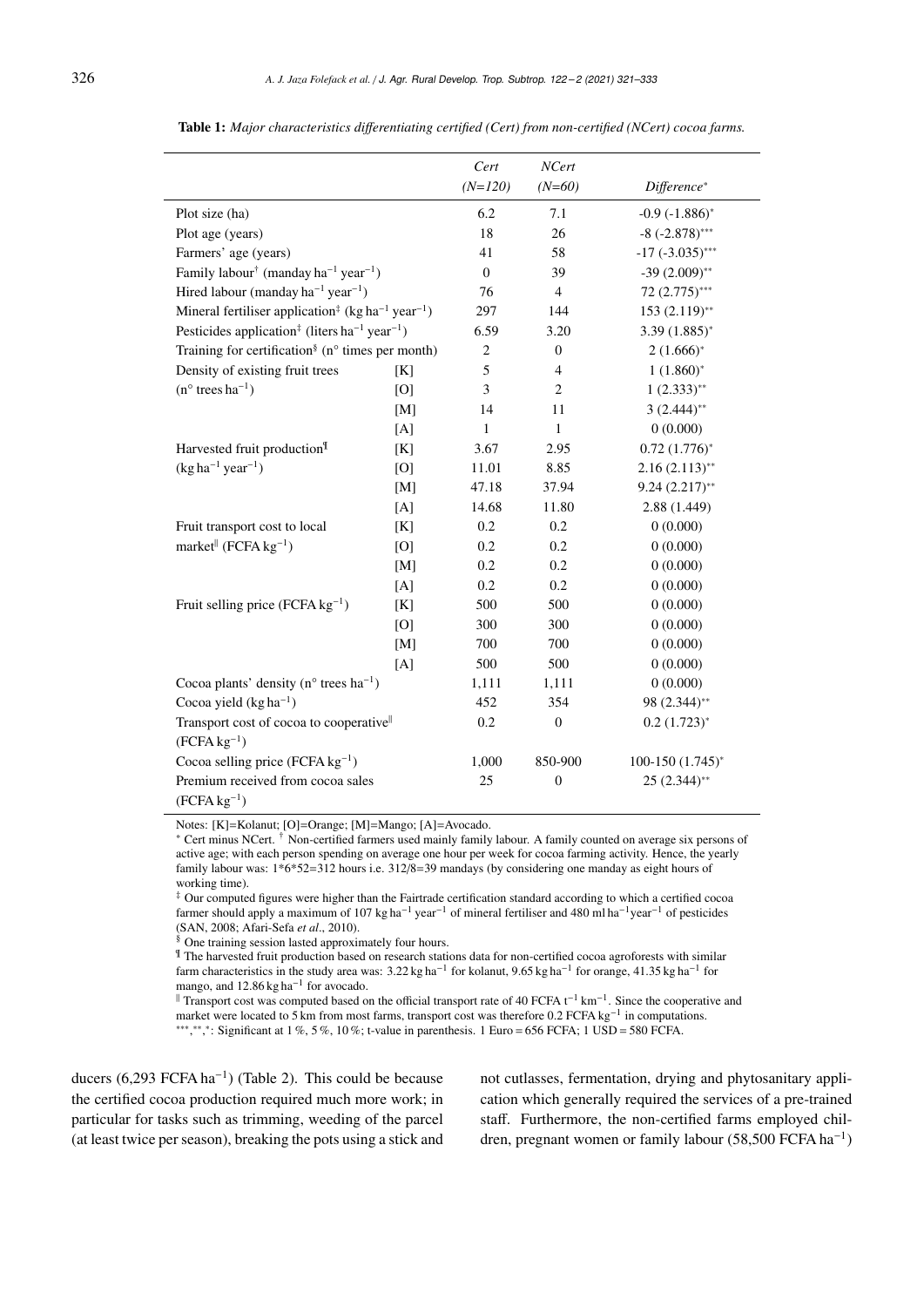**Table 1:** *Major characteristics differentiating certified (Cert) from non-certified (NCert) cocoa farms.*

| | | *Cert* *(N=120)* | *NCert* *(N=60)* | *Difference** |
|---|---|---|---|---|
| Plot size (ha) | | 6.2 | 7.1 | -0.9 (-1.886)* |
| Plot age (years) | | 18 | 26 | -8 (-2.878)*** |
| Farmers' age (years) | | 41 | 58 | -17 (-3.035)*** |
| Family labour† (manday $ha^{-1}$ $year^{-1}$) | | 0 | 39 | -39 (2.009)** |
| Hired labour (manday $ha^{-1}$ $year^{-1}$) | | 76 | 4 | 72 (2.775)*** |
| Mineral fertiliser application‡ (kg $ha^{-1}$ $year^{-1}$) | | 297 | 144 | 153 (2.119)** |
| Pesticides application‡ (liters $ha^{-1}$ $year^{-1}$) | | 6.59 | 3.20 | 3.39 (1.885)* |
| Training for certification§ (n° times per month) | | 2 | 0 | 2 (1.666)* |
| Density of existing fruit trees | [K] | 5 | 4 | 1 (1.860)* |
| (n° trees $ha^{-1}$) | [O] | 3 | 2 | 1 (2.333)** |
| | [M] | 14 | 11 | 3 (2.444)** |
| | [A] | 1 | 1 | 0 (0.000) |
| Harvested fruit production¶ | [K] | 3.67 | 2.95 | 0.72 (1.776)* |
| (kg $ha^{-1}$ $year^{-1}$) | [O] | 11.01 | 8.85 | 2.16 (2.113)** |
| | [M] | 47.18 | 37.94 | 9.24 (2.217)** |
| | [A] | 14.68 | 11.80 | 2.88 (1.449) |
| Fruit transport cost to local | [K] | 0.2 | 0.2 | 0 (0.000) |
| market‖ (FCFA $kg^{-1}$) | [O] | 0.2 | 0.2 | 0 (0.000) |
| | [M] | 0.2 | 0.2 | 0 (0.000) |
| | [A] | 0.2 | 0.2 | 0 (0.000) |
| Fruit selling price (FCFA $kg^{-1}$) | [K] | 500 | 500 | 0 (0.000) |
| | [O] | 300 | 300 | 0 (0.000) |
| | [M] | 700 | 700 | 0 (0.000) |
| | [A] | 500 | 500 | 0 (0.000) |
| Cocoa plants' density (n° trees $ha^{-1}$) | | 1,111 | 1,111 | 0 (0.000) |
| Cocoa yield (kg $ha^{-1}$) | | 452 | 354 | 98 (2.344)** |
| Transport cost of cocoa to cooperative‖ (FCFA $kg^{-1}$) | | 0.2 | 0 | 0.2 (1.723)* |
| Cocoa selling price (FCFA $kg^{-1}$) | | 1,000 | 850-900 | 100-150 (1.745)* |
| Premium received from cocoa sales (FCFA $kg^{-1}$) | | 25 | 0 | 25 (2.344)** |

Notes: [K]=Kolanut; [O]=Orange; [M]=Mango; [A]=Avocado.
* Cert minus NCert. † Non-certified farmers used mainly family labour. A family counted on average six persons of active age; with each person spending on average one hour per week for cocoa farming activity. Hence, the yearly family labour was: 1*6*52=312 hours i.e. 312/8=39 mandays (by considering one manday as eight hours of working time).
‡ Our computed figures were higher than the Fairtrade certification standard according to which a certified cocoa farmer should apply a maximum of 107 kg $ha^{-1}$ $year^{-1}$ of mineral fertiliser and 480 ml $ha^{-1}$ $year^{-1}$ of pesticides (SAN, 2008; Afari-Sefa *et al.*, 2010).
§ One training session lasted approximately four hours.
¶ The harvested fruit production based on research stations data for non-certified cocoa agroforests with similar farm characteristics in the study area was: 3.22 kg $ha^{-1}$ for kolanut, 9.65 kg $ha^{-1}$ for orange, 41.35 kg $ha^{-1}$ for mango, and 12.86 kg $ha^{-1}$ for avocado.
‖ Transport cost was computed based on the official transport rate of 40 FCFA $t^{-1}$ $km^{-1}$. Since the cooperative and market were located to 5 km from most farms, transport cost was therefore 0.2 FCFA $kg^{-1}$ in computations.
***,**,*: Significant at 1 %, 5 %, 10 %; t-value in parenthesis. 1 Euro = 656 FCFA; 1 USD = 580 FCFA.

ducers (6,293 FCFA $ha^{-1}$) (Table 2). This could be because the certified cocoa production required much more work; in particular for tasks such as trimming, weeding of the parcel (at least twice per season), breaking the pots using a stick and not cutlasses, fermentation, drying and phytosanitary application which generally required the services of a pre-trained staff. Furthermore, the non-certified farms employed children, pregnant women or family labour (58,500 FCFA $ha^{-1}$)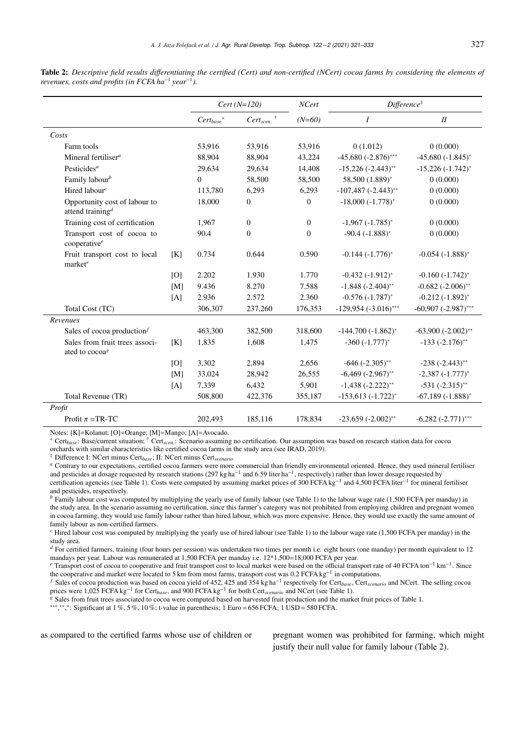**Table 2:** *Descriptive field results differentiating the certified (Cert) and non-certified (NCert) cocoa farms by considering the elements of revenues, costs and profits (in FCFA ha$^{-1}$ year$^{-1}$).*

| | | Cert (N=120) | | NCert | Difference‡ | |
|---|---|---|---|---|---|---|
| | | $Cert_{base}$* | $Cert_{scen.}$† | (N=60) | I | II |
| *Costs* | | | | | | |
| Farm tools | | 53,916 | 53,916 | 53,916 | 0 (1.012) | 0 (0.000) |
| Mineral fertiliser[a] | | 88,904 | 88,904 | 43,224 | -45,680 (-2.876)*** | -45,680 (-1.845)* |
| Pesticides[a] | | 29,634 | 29,634 | 14,408 | -15,226 (-2.443)** | -15,226 (-1.742)* |
| Family labour[b] | | 0 | 58,500 | 58,500 | 58,500 (1.889)* | 0 (0.000) |
| Hired labour[c] | | 113,780 | 6,293 | 6,293 | -107,487 (-2.443)** | 0 (0.000) |
| Opportunity cost of labour to attend training[d] | | 18,000 | 0 | 0 | -18,000 (-1.778)* | 0 (0.000) |
| Training cost of certification | | 1,967 | 0 | 0 | -1,967 (-1.785)* | 0 (0.000) |
| Transport cost of cocoa to cooperative[e] | | 90.4 | 0 | 0 | -90.4 (-1.888)* | 0 (0.000) |
| Fruit transport cost to local market[e] | [K] | 0.734 | 0.644 | 0.590 | -0.144 (-1.776)* | -0.054 (-1.888)* |
| | [O] | 2.202 | 1.930 | 1.770 | -0.432 (-1.912)* | -0.160 (-1.742)* |
| | [M] | 9.436 | 8.270 | 7.588 | -1.848 (-2.404)** | -0.682 (-2.006)** |
| | [A] | 2.936 | 2.572 | 2.360 | -0.576 (-1.787)* | -0.212 (-1.892)* |
| Total Cost (TC) | | 306,307 | 237,260 | 176,353 | -129,954 (-3.016)*** | -60,907 (-2.987)*** |
| *Revenues* | | | | | | |
| Sales of cocoa production[f] | | 463,300 | 382,500 | 318,600 | -144,700 (-1.862)* | -63,900 (-2.002)** |
| Sales from fruit trees associated to cocoa[g] | [K] | 1,835 | 1,608 | 1,475 | -360 (-1.777)* | -133 (-2.176)** |
| | [O] | 3,302 | 2,894 | 2,656 | -646 (-2.305)** | -238 (-2.443)** |
| | [M] | 33,024 | 28,942 | 26,555 | -6,469 (-2.967)** | -2,387 (-1.777)* |
| | [A] | 7,339 | 6,432 | 5,901 | -1,438 (-2.222)** | -531 (-2.315)** |
| Total Revenue (TR) | | 508,800 | 422,376 | 355,187 | -153,613 (-1.722)* | -67,189 (-1.888)* |
| *Profit* | | | | | | |
| Profit $\pi$ =TR-TC | | 202,493 | 185,116 | 178,834 | -23,659 (-2.002)** | -6,282 (-2.771)*** |

Notes: [K]=Kolanut; [O]=Orange; [M]=Mango; [A]=Avocado.

* $Cert_{base}$: Base/current situation; † $Cert_{scen.}$: Scenario assuming no certification. Our assumption was based on research station data for cocoa orchards with similar characteristics like certified cocoa farms in the study area (see IRAD, 2019).

‡ Difference I: NCert minus $Cert_{base}$; II: NCert minus $Cert_{scenario}$

[a] Contrary to our expectations, certified cocoa farmers were more commercial than friendly environmental oriented. Hence, they used mineral fertiliser and pesticides at dosage requested by research stations (297 kg ha$^{-1}$ and 6.59 liter ha$^{-1}$, respectively) rather than lower dosage requested by certification agencies (see Table 1). Costs were computed by assuming market prices of 300 FCFA kg$^{-1}$ and 4,500 FCFA liter$^{-1}$ for mineral fertiliser and pesticides, respectively.

[b] Family labour cost was computed by multiplying the yearly use of family labour (see Table 1) to the labour wage rate (1,500 FCFA per manday) in the study area. In the scenario assuming no certification, since this farmer's category was not prohibited from employing children and pregnant women in cocoa farming, they would use family labour rather than hired labour, which was more expensive. Hence, they would use exactly the same amount of family labour as non-certified farmers.

[c] Hired labour cost was computed by multiplying the yearly use of hired labour (see Table 1) to the labour wage rate (1,500 FCFA per manday) in the study area.

[d] For certified farmers, training (four hours per session) was undertaken two times per month i.e. eight hours (one manday) per month equivalent to 12 mandays per year. Labour was remunerated at 1,500 FCFA per manday i.e. 12*1,500=18,000 FCFA per year.

[e] Transport cost of cocoa to cooperative and fruit transport cost to local market were based on the official transport rate of 40 FCFA ton$^{-1}$ km$^{-1}$. Since the cooperative and market were located to 5 km from most farms, transport cost was 0.2 FCFA kg$^{-1}$ in computations.

[f] Sales of cocoa production was based on cocoa yield of 452, 425 and 354 kg ha$^{-1}$ respectively for $Cert_{base}$, $Cert_{scenario}$ and NCert. The selling cocoa prices were 1,025 FCFA kg$^{-1}$ for $Cert_{base}$, and 900 FCFA kg$^{-1}$ for both $Cert_{scenario}$ and NCert (see Table 1).

[g] Sales from fruit trees associated to cocoa were computed based on harvested fruit production and the market fruit prices of Table 1.

\*\*\*,\*\*,\*: Significant at 1 %, 5 %, 10 %; t-value in parenthesis; 1 Euro = 656 FCFA; 1 USD = 580 FCFA.

as compared to the certified farms whose use of children or pregnant women was prohibited for farming, which might justify their null value for family labour (Table 2).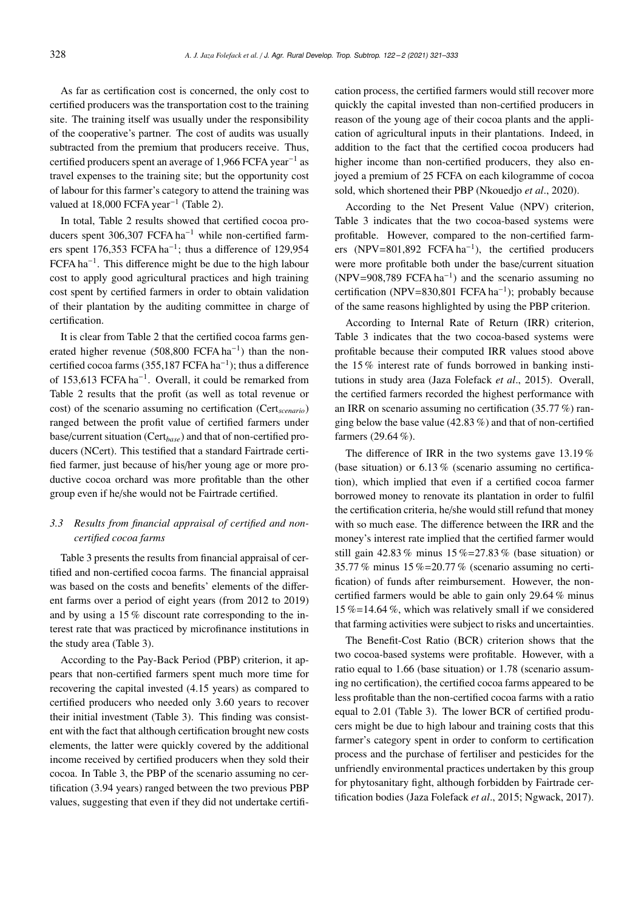As far as certification cost is concerned, the only cost to certified producers was the transportation cost to the training site. The training itself was usually under the responsibility of the cooperative's partner. The cost of audits was usually subtracted from the premium that producers receive. Thus, certified producers spent an average of 1,966 FCFA year$^{-1}$ as travel expenses to the training site; but the opportunity cost of labour for this farmer's category to attend the training was valued at 18,000 FCFA year$^{-1}$ (Table 2).

In total, Table 2 results showed that certified cocoa producers spent 306,307 FCFA ha$^{-1}$ while non-certified farmers spent 176,353 FCFA ha$^{-1}$; thus a difference of 129,954 FCFA ha$^{-1}$. This difference might be due to the high labour cost to apply good agricultural practices and high training cost spent by certified farmers in order to obtain validation of their plantation by the auditing committee in charge of certification.

It is clear from Table 2 that the certified cocoa farms generated higher revenue (508,800 FCFA ha$^{-1}$) than the non-certified cocoa farms (355,187 FCFA ha$^{-1}$); thus a difference of 153,613 FCFA ha$^{-1}$. Overall, it could be remarked from Table 2 results that the profit (as well as total revenue or cost) of the scenario assuming no certification ($Cert_{scenario}$) ranged between the profit value of certified farmers under base/current situation ($Cert_{base}$) and that of non-certified producers (NCert). This testified that a standard Fairtrade certified farmer, just because of his/her young age or more productive cocoa orchard was more profitable than the other group even if he/she would not be Fairtrade certified.

### 3.3 Results from financial appraisal of certified and non-certified cocoa farms

Table 3 presents the results from financial appraisal of certified and non-certified cocoa farms. The financial appraisal was based on the costs and benefits' elements of the different farms over a period of eight years (from 2012 to 2019) and by using a 15 % discount rate corresponding to the interest rate that was practiced by microfinance institutions in the study area (Table 3).

According to the Pay-Back Period (PBP) criterion, it appears that non-certified farmers spent much more time for recovering the capital invested (4.15 years) as compared to certified producers who needed only 3.60 years to recover their initial investment (Table 3). This finding was consistent with the fact that although certification brought new costs elements, the latter were quickly covered by the additional income received by certified producers when they sold their cocoa. In Table 3, the PBP of the scenario assuming no certification (3.94 years) ranged between the two previous PBP values, suggesting that even if they did not undertake certification process, the certified farmers would still recover more quickly the capital invested than non-certified producers in reason of the young age of their cocoa plants and the application of agricultural inputs in their plantations. Indeed, in addition to the fact that the certified cocoa producers had higher income than non-certified producers, they also enjoyed a premium of 25 FCFA on each kilogramme of cocoa sold, which shortened their PBP (Nkouedjo *et al*., 2020).

According to the Net Present Value (NPV) criterion, Table 3 indicates that the two cocoa-based systems were profitable. However, compared to the non-certified farmers (NPV=801,892 FCFA ha$^{-1}$), the certified producers were more profitable both under the base/current situation (NPV=908,789 FCFA ha$^{-1}$) and the scenario assuming no certification (NPV=830,801 FCFA ha$^{-1}$); probably because of the same reasons highlighted by using the PBP criterion.

According to Internal Rate of Return (IRR) criterion, Table 3 indicates that the two cocoa-based systems were profitable because their computed IRR values stood above the 15 % interest rate of funds borrowed in banking institutions in study area (Jaza Folefack *et al*., 2015). Overall, the certified farmers recorded the highest performance with an IRR on scenario assuming no certification (35.77 %) ranging below the base value (42.83 %) and that of non-certified farmers (29.64 %).

The difference of IRR in the two systems gave 13.19 % (base situation) or 6.13 % (scenario assuming no certification), which implied that even if a certified cocoa farmer borrowed money to renovate its plantation in order to fulfil the certification criteria, he/she would still refund that money with so much ease. The difference between the IRR and the money's interest rate implied that the certified farmer would still gain 42.83 % minus 15 %=27.83 % (base situation) or 35.77 % minus 15 %=20.77 % (scenario assuming no certification) of funds after reimbursement. However, the non-certified farmers would be able to gain only 29.64 % minus 15 %=14.64 %, which was relatively small if we considered that farming activities were subject to risks and uncertainties.

The Benefit-Cost Ratio (BCR) criterion shows that the two cocoa-based systems were profitable. However, with a ratio equal to 1.66 (base situation) or 1.78 (scenario assuming no certification), the certified cocoa farms appeared to be less profitable than the non-certified cocoa farms with a ratio equal to 2.01 (Table 3). The lower BCR of certified producers might be due to high labour and training costs that this farmer's category spent in order to conform to certification process and the purchase of fertiliser and pesticides for the unfriendly environmental practices undertaken by this group for phytosanitary fight, although forbidden by Fairtrade certification bodies (Jaza Folefack *et al*., 2015; Ngwack, 2017).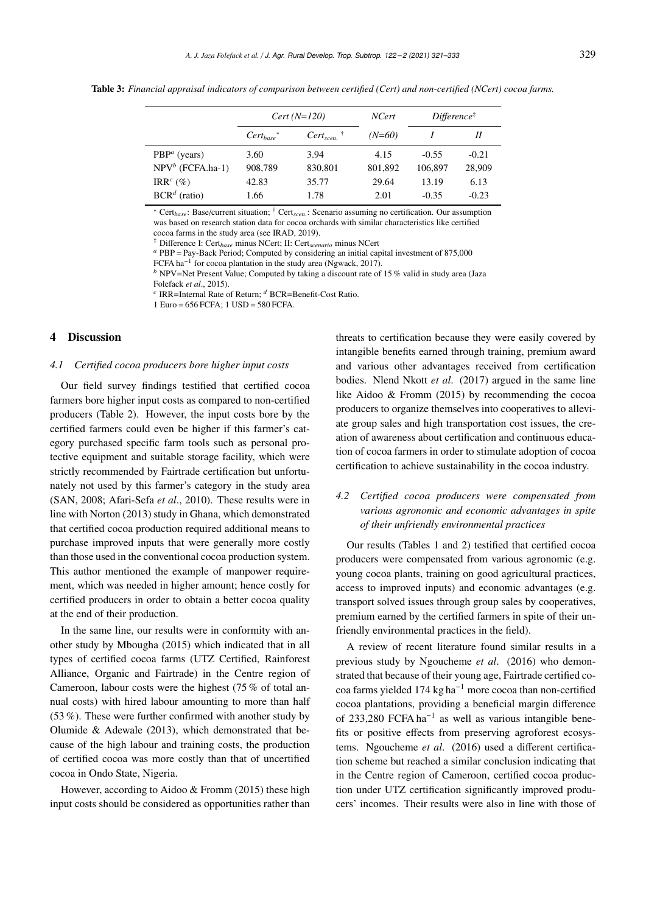**Table 3:** *Financial appraisal indicators of comparison between certified (Cert) and non-certified (NCert) cocoa farms.*

| | *Cert (N=120)* | | *NCert* | *Difference*[‡] | |
|---|---|---|---|---|---|
| | $Cert_{base}$[*] | $Cert_{scen.}$[†] | *(N=60)* | *I* | *II* |
| PBP[a] (years) | 3.60 | 3.94 | 4.15 | -0.55 | -0.21 |
| NPV[b] (FCFA.ha-1) | 908,789 | 830,801 | 801,892 | 106,897 | 28,909 |
| IRR[c] (%) | 42.83 | 35.77 | 29.64 | 13.19 | 6.13 |
| BCR[d] (ratio) | 1.66 | 1.78 | 2.01 | -0.35 | -0.23 |

[*] $Cert_{base}$: Base/current situation; [†] $Cert_{scen.}$: Scenario assuming no certification. Our assumption was based on research station data for cocoa orchards with similar characteristics like certified cocoa farms in the study area (see IRAD, 2019).
[‡] Difference I: $Cert_{base}$ minus NCert; II: $Cert_{scenario}$ minus NCert
[a] PBP = Pay-Back Period; Computed by considering an initial capital investment of 875,000 FCFA $ha^{-1}$ for cocoa plantation in the study area (Ngwack, 2017).
[b] NPV=Net Present Value; Computed by taking a discount rate of 15 % valid in study area (Jaza Folefack *et al*., 2015).
[c] IRR=Internal Rate of Return; [d] BCR=Benefit-Cost Ratio.
1 Euro = 656 FCFA; 1 USD = 580 FCFA.

## 4 Discussion

### *4.1 Certified cocoa producers bore higher input costs*

Our field survey findings testified that certified cocoa farmers bore higher input costs as compared to non-certified producers (Table 2). However, the input costs bore by the certified farmers could even be higher if this farmer's category purchased specific farm tools such as personal protective equipment and suitable storage facility, which were strictly recommended by Fairtrade certification but unfortunately not used by this farmer's category in the study area (SAN, 2008; Afari-Sefa *et al*., 2010). These results were in line with Norton (2013) study in Ghana, which demonstrated that certified cocoa production required additional means to purchase improved inputs that were generally more costly than those used in the conventional cocoa production system. This author mentioned the example of manpower requirement, which was needed in higher amount; hence costly for certified producers in order to obtain a better cocoa quality at the end of their production.

In the same line, our results were in conformity with another study by Mbougha (2015) which indicated that in all types of certified cocoa farms (UTZ Certified, Rainforest Alliance, Organic and Fairtrade) in the Centre region of Cameroon, labour costs were the highest (75 % of total annual costs) with hired labour amounting to more than half (53 %). These were further confirmed with another study by Olumide & Adewale (2013), which demonstrated that because of the high labour and training costs, the production of certified cocoa was more costly than that of uncertified cocoa in Ondo State, Nigeria.

However, according to Aidoo & Fromm (2015) these high input costs should be considered as opportunities rather than threats to certification because they were easily covered by intangible benefits earned through training, premium award and various other advantages received from certification bodies. Nlend Nkott *et al*. (2017) argued in the same line like Aidoo & Fromm (2015) by recommending the cocoa producers to organize themselves into cooperatives to alleviate group sales and high transportation cost issues, the creation of awareness about certification and continuous education of cocoa farmers in order to stimulate adoption of cocoa certification to achieve sustainability in the cocoa industry.

### *4.2 Certified cocoa producers were compensated from various agronomic and economic advantages in spite of their unfriendly environmental practices*

Our results (Tables 1 and 2) testified that certified cocoa producers were compensated from various agronomic (e.g. young cocoa plants, training on good agricultural practices, access to improved inputs) and economic advantages (e.g. transport solved issues through group sales by cooperatives, premium earned by the certified farmers in spite of their unfriendly environmental practices in the field).

A review of recent literature found similar results in a previous study by Ngoucheme *et al*. (2016) who demonstrated that because of their young age, Fairtrade certified cocoa farms yielded 174 kg $ha^{-1}$ more cocoa than non-certified cocoa plantations, providing a beneficial margin difference of 233,280 FCFA $ha^{-1}$ as well as various intangible benefits or positive effects from preserving agroforest ecosystems. Ngoucheme *et al*. (2016) used a different certification scheme but reached a similar conclusion indicating that in the Centre region of Cameroon, certified cocoa production under UTZ certification significantly improved producers' incomes. Their results were also in line with those of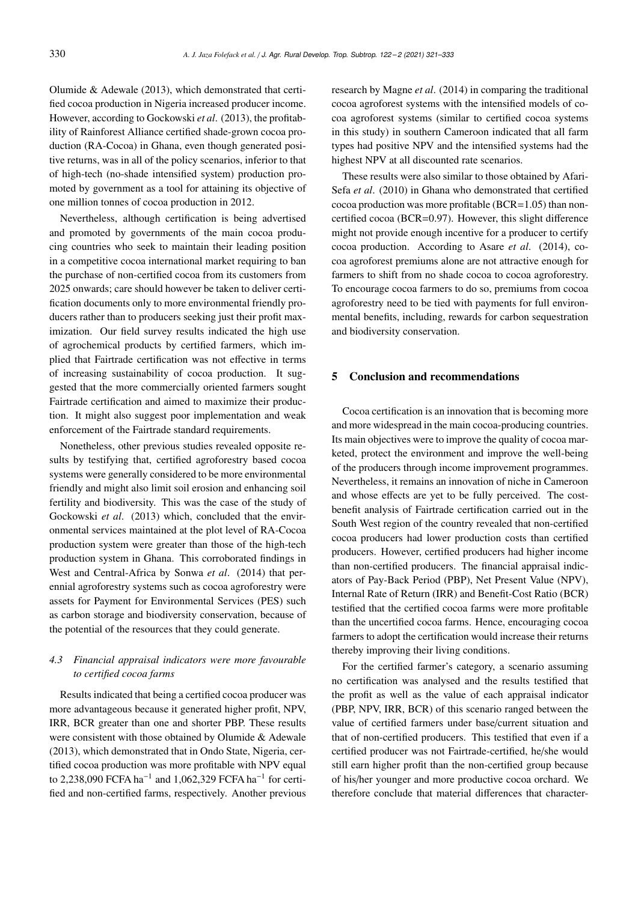Olumide & Adewale (2013), which demonstrated that certified cocoa production in Nigeria increased producer income. However, according to Gockowski *et al*. (2013), the profitability of Rainforest Alliance certified shade-grown cocoa production (RA-Cocoa) in Ghana, even though generated positive returns, was in all of the policy scenarios, inferior to that of high-tech (no-shade intensified system) production promoted by government as a tool for attaining its objective of one million tonnes of cocoa production in 2012.

Nevertheless, although certification is being advertised and promoted by governments of the main cocoa producing countries who seek to maintain their leading position in a competitive cocoa international market requiring to ban the purchase of non-certified cocoa from its customers from 2025 onwards; care should however be taken to deliver certification documents only to more environmental friendly producers rather than to producers seeking just their profit maximization. Our field survey results indicated the high use of agrochemical products by certified farmers, which implied that Fairtrade certification was not effective in terms of increasing sustainability of cocoa production. It suggested that the more commercially oriented farmers sought Fairtrade certification and aimed to maximize their production. It might also suggest poor implementation and weak enforcement of the Fairtrade standard requirements.

Nonetheless, other previous studies revealed opposite results by testifying that, certified agroforestry based cocoa systems were generally considered to be more environmental friendly and might also limit soil erosion and enhancing soil fertility and biodiversity. This was the case of the study of Gockowski *et al*. (2013) which, concluded that the environmental services maintained at the plot level of RA-Cocoa production system were greater than those of the high-tech production system in Ghana. This corroborated findings in West and Central-Africa by Sonwa *et al*. (2014) that perennial agroforestry systems such as cocoa agroforestry were assets for Payment for Environmental Services (PES) such as carbon storage and biodiversity conservation, because of the potential of the resources that they could generate.

### *4.3 Financial appraisal indicators were more favourable to certified cocoa farms*

Results indicated that being a certified cocoa producer was more advantageous because it generated higher profit, NPV, IRR, BCR greater than one and shorter PBP. These results were consistent with those obtained by Olumide & Adewale (2013), which demonstrated that in Ondo State, Nigeria, certified cocoa production was more profitable with NPV equal to 2,238,090 FCFA $ha^{-1}$ and 1,062,329 FCFA $ha^{-1}$ for certified and non-certified farms, respectively. Another previous research by Magne *et al*. (2014) in comparing the traditional cocoa agroforest systems with the intensified models of cocoa agroforest systems (similar to certified cocoa systems in this study) in southern Cameroon indicated that all farm types had positive NPV and the intensified systems had the highest NPV at all discounted rate scenarios.

These results were also similar to those obtained by Afari-Sefa *et al*. (2010) in Ghana who demonstrated that certified cocoa production was more profitable (BCR=1.05) than non-certified cocoa (BCR=0.97). However, this slight difference might not provide enough incentive for a producer to certify cocoa production. According to Asare *et al*. (2014), cocoa agroforest premiums alone are not attractive enough for farmers to shift from no shade cocoa to cocoa agroforestry. To encourage cocoa farmers to do so, premiums from cocoa agroforestry need to be tied with payments for full environmental benefits, including, rewards for carbon sequestration and biodiversity conservation.

## 5 Conclusion and recommendations

Cocoa certification is an innovation that is becoming more and more widespread in the main cocoa-producing countries. Its main objectives were to improve the quality of cocoa marketed, protect the environment and improve the well-being of the producers through income improvement programmes. Nevertheless, it remains an innovation of niche in Cameroon and whose effects are yet to be fully perceived. The cost-benefit analysis of Fairtrade certification carried out in the South West region of the country revealed that non-certified cocoa producers had lower production costs than certified producers. However, certified producers had higher income than non-certified producers. The financial appraisal indicators of Pay-Back Period (PBP), Net Present Value (NPV), Internal Rate of Return (IRR) and Benefit-Cost Ratio (BCR) testified that the certified cocoa farms were more profitable than the uncertified cocoa farms. Hence, encouraging cocoa farmers to adopt the certification would increase their returns thereby improving their living conditions.

For the certified farmer's category, a scenario assuming no certification was analysed and the results testified that the profit as well as the value of each appraisal indicator (PBP, NPV, IRR, BCR) of this scenario ranged between the value of certified farmers under base/current situation and that of non-certified producers. This testified that even if a certified producer was not Fairtrade-certified, he/she would still earn higher profit than the non-certified group because of his/her younger and more productive cocoa orchard. We therefore conclude that material differences that character-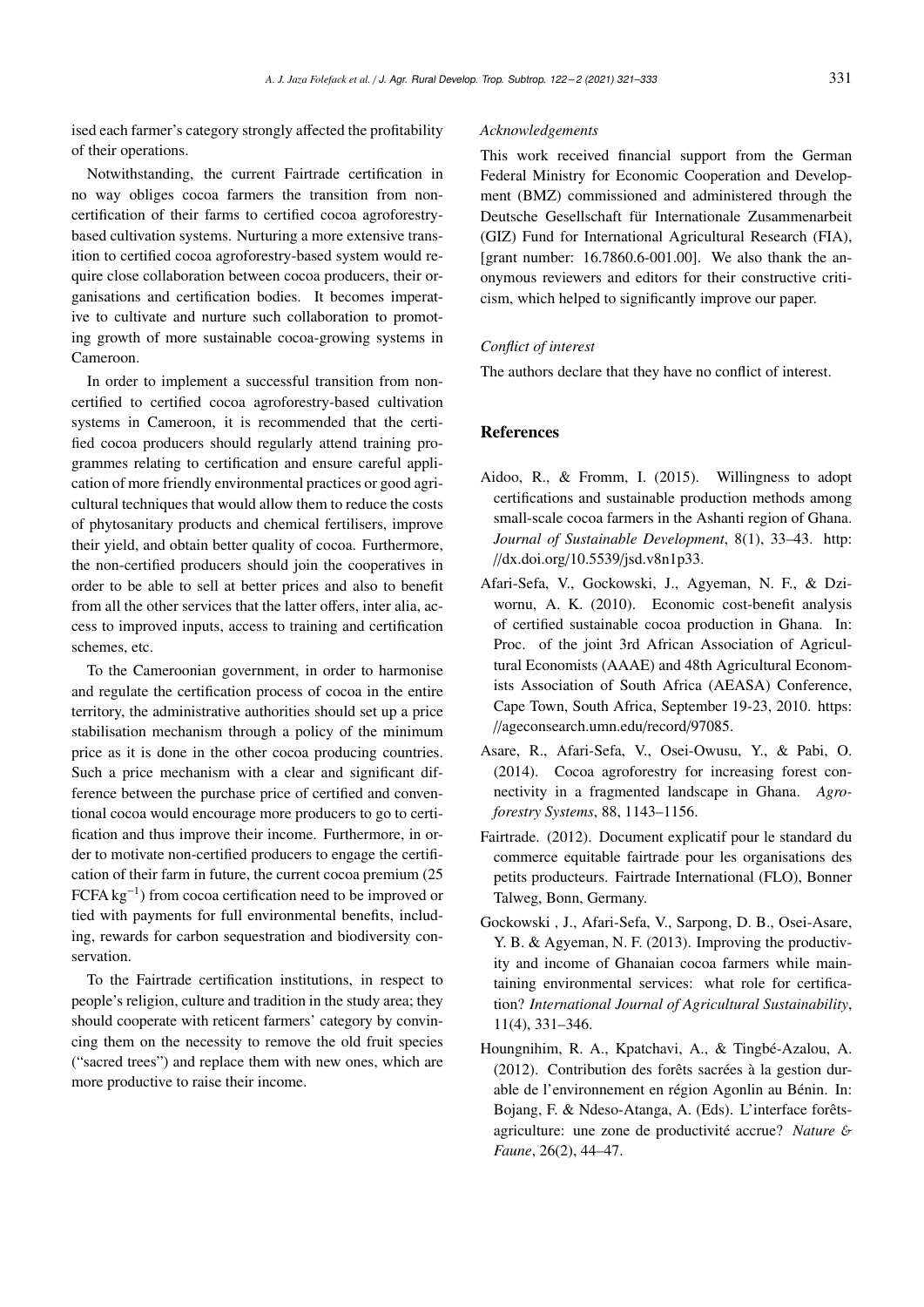ised each farmer's category strongly affected the profitability of their operations.

Notwithstanding, the current Fairtrade certification in no way obliges cocoa farmers the transition from non-certification of their farms to certified cocoa agroforestry-based cultivation systems. Nurturing a more extensive transition to certified cocoa agroforestry-based system would require close collaboration between cocoa producers, their organisations and certification bodies. It becomes imperative to cultivate and nurture such collaboration to promoting growth of more sustainable cocoa-growing systems in Cameroon.

In order to implement a successful transition from non-certified to certified cocoa agroforestry-based cultivation systems in Cameroon, it is recommended that the certified cocoa producers should regularly attend training programmes relating to certification and ensure careful application of more friendly environmental practices or good agricultural techniques that would allow them to reduce the costs of phytosanitary products and chemical fertilisers, improve their yield, and obtain better quality of cocoa. Furthermore, the non-certified producers should join the cooperatives in order to be able to sell at better prices and also to benefit from all the other services that the latter offers, inter alia, access to improved inputs, access to training and certification schemes, etc.

To the Cameroonian government, in order to harmonise and regulate the certification process of cocoa in the entire territory, the administrative authorities should set up a price stabilisation mechanism through a policy of the minimum price as it is done in the other cocoa producing countries. Such a price mechanism with a clear and significant difference between the purchase price of certified and conventional cocoa would encourage more producers to go to certification and thus improve their income. Furthermore, in order to motivate non-certified producers to engage the certification of their farm in future, the current cocoa premium (25 FCFA $kg^{-1}$) from cocoa certification need to be improved or tied with payments for full environmental benefits, including, rewards for carbon sequestration and biodiversity conservation.

To the Fairtrade certification institutions, in respect to people's religion, culture and tradition in the study area; they should cooperate with reticent farmers' category by convincing them on the necessity to remove the old fruit species ("sacred trees") and replace them with new ones, which are more productive to raise their income.

*Acknowledgements*

This work received financial support from the German Federal Ministry for Economic Cooperation and Development (BMZ) commissioned and administered through the Deutsche Gesellschaft für Internationale Zusammenarbeit (GIZ) Fund for International Agricultural Research (FIA), [grant number: 16.7860.6-001.00]. We also thank the anonymous reviewers and editors for their constructive criticism, which helped to significantly improve our paper.

*Conflict of interest*

The authors declare that they have no conflict of interest.

## References

Aidoo, R., & Fromm, I. (2015). Willingness to adopt certifications and sustainable production methods among small-scale cocoa farmers in the Ashanti region of Ghana. *Journal of Sustainable Development*, 8(1), 33–43. http://dx.doi.org/10.5539/jsd.v8n1p33.

Afari-Sefa, V., Gockowski, J., Agyeman, N. F., & Dziwornu, A. K. (2010). Economic cost-benefit analysis of certified sustainable cocoa production in Ghana. In: Proc. of the joint 3rd African Association of Agricultural Economists (AAAE) and 48th Agricultural Economists Association of South Africa (AEASA) Conference, Cape Town, South Africa, September 19-23, 2010. https://ageconsearch.umn.edu/record/97085.

Asare, R., Afari-Sefa, V., Osei-Owusu, Y., & Pabi, O. (2014). Cocoa agroforestry for increasing forest connectivity in a fragmented landscape in Ghana. *Agroforestry Systems*, 88, 1143–1156.

Fairtrade. (2012). Document explicatif pour le standard du commerce equitable fairtrade pour les organisations des petits producteurs. Fairtrade International (FLO), Bonner Talweg, Bonn, Germany.

Gockowski , J., Afari-Sefa, V., Sarpong, D. B., Osei-Asare, Y. B. & Agyeman, N. F. (2013). Improving the productivity and income of Ghanaian cocoa farmers while maintaining environmental services: what role for certification? *International Journal of Agricultural Sustainability*, 11(4), 331–346.

Houngnihim, R. A., Kpatchavi, A., & Tingbé-Azalou, A. (2012). Contribution des forêts sacrées à la gestion durable de l'environnement en région Agonlin au Bénin. In: Bojang, F. & Ndeso-Atanga, A. (Eds). L'interface forêts-agriculture: une zone de productivité accrue? *Nature & Faune*, 26(2), 44–47.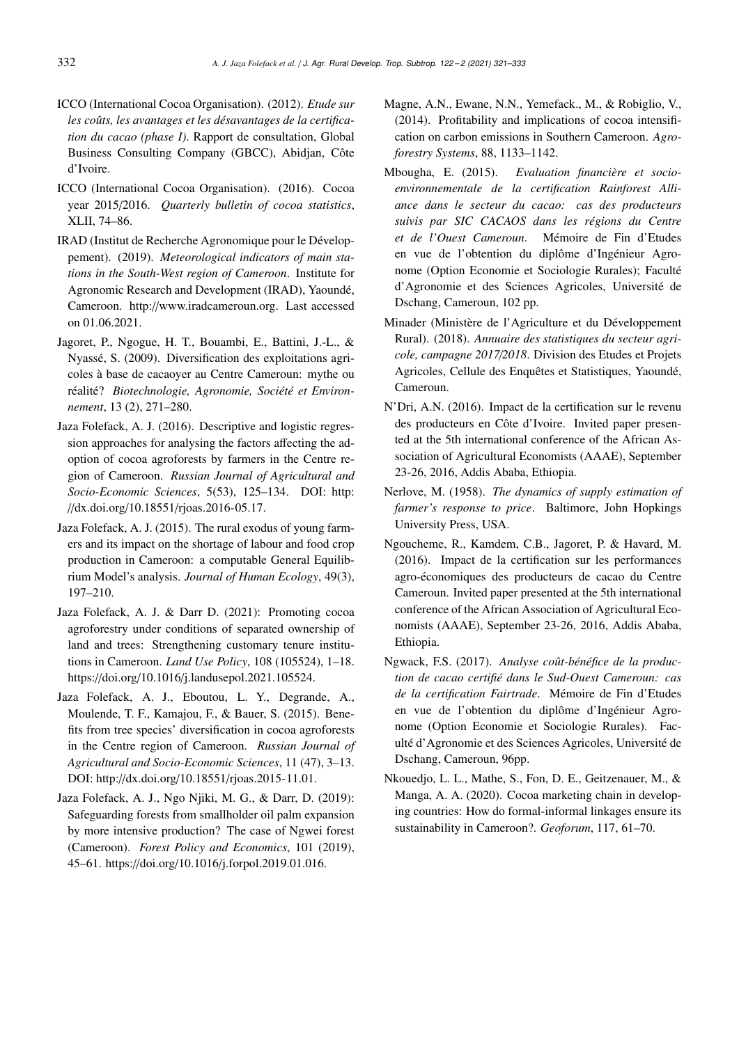ICCO (International Cocoa Organisation). (2012). *Etude sur les coûts, les avantages et les désavantages de la certification du cacao (phase I)*. Rapport de consultation, Global Business Consulting Company (GBCC), Abidjan, Côte d'Ivoire.

ICCO (International Cocoa Organisation). (2016). Cocoa year 2015/2016. *Quarterly bulletin of cocoa statistics*, XLII, 74–86.

IRAD (Institut de Recherche Agronomique pour le Développement). (2019). *Meteorological indicators of main stations in the South-West region of Cameroon*. Institute for Agronomic Research and Development (IRAD), Yaoundé, Cameroon. http://www.iradcameroun.org. Last accessed on 01.06.2021.

Jagoret, P., Ngogue, H. T., Bouambi, E., Battini, J.-L., & Nyassé, S. (2009). Diversification des exploitations agricoles à base de cacaoyer au Centre Cameroun: mythe ou réalité? *Biotechnologie, Agronomie, Société et Environnement*, 13 (2), 271–280.

Jaza Folefack, A. J. (2016). Descriptive and logistic regression approaches for analysing the factors affecting the adoption of cocoa agroforests by farmers in the Centre region of Cameroon. *Russian Journal of Agricultural and Socio-Economic Sciences*, 5(53), 125–134. DOI: http://dx.doi.org/10.18551/rjoas.2016-05.17.

Jaza Folefack, A. J. (2015). The rural exodus of young farmers and its impact on the shortage of labour and food crop production in Cameroon: a computable General Equilibrium Model's analysis. *Journal of Human Ecology*, 49(3), 197–210.

Jaza Folefack, A. J. & Darr D. (2021): Promoting cocoa agroforestry under conditions of separated ownership of land and trees: Strengthening customary tenure institutions in Cameroon. *Land Use Policy*, 108 (105524), 1–18. https://doi.org/10.1016/j.landusepol.2021.105524.

Jaza Folefack, A. J., Eboutou, L. Y., Degrande, A., Moulende, T. F., Kamajou, F., & Bauer, S. (2015). Benefits from tree species' diversification in cocoa agroforests in the Centre region of Cameroon. *Russian Journal of Agricultural and Socio-Economic Sciences*, 11 (47), 3–13. DOI: http://dx.doi.org/10.18551/rjoas.2015-11.01.

Jaza Folefack, A. J., Ngo Njiki, M. G., & Darr, D. (2019): Safeguarding forests from smallholder oil palm expansion by more intensive production? The case of Ngwei forest (Cameroon). *Forest Policy and Economics*, 101 (2019), 45–61. https://doi.org/10.1016/j.forpol.2019.01.016.

Magne, A.N., Ewane, N.N., Yemefack., M., & Robiglio, V., (2014). Profitability and implications of cocoa intensification on carbon emissions in Southern Cameroon. *Agroforestry Systems*, 88, 1133–1142.

Mbougha, E. (2015). *Evaluation financière et socio-environnementale de la certification Rainforest Alliance dans le secteur du cacao: cas des producteurs suivis par SIC CACAOS dans les régions du Centre et de l'Ouest Cameroun*. Mémoire de Fin d'Etudes en vue de l'obtention du diplôme d'Ingénieur Agronome (Option Economie et Sociologie Rurales); Faculté d'Agronomie et des Sciences Agricoles, Université de Dschang, Cameroun, 102 pp.

Minader (Ministère de l'Agriculture et du Développement Rural). (2018). *Annuaire des statistiques du secteur agricole, campagne 2017/2018*. Division des Etudes et Projets Agricoles, Cellule des Enquêtes et Statistiques, Yaoundé, Cameroun.

N'Dri, A.N. (2016). Impact de la certification sur le revenu des producteurs en Côte d'Ivoire. Invited paper presented at the 5th international conference of the African Association of Agricultural Economists (AAAE), September 23-26, 2016, Addis Ababa, Ethiopia.

Nerlove, M. (1958). *The dynamics of supply estimation of farmer's response to price*. Baltimore, John Hopkings University Press, USA.

Ngoucheme, R., Kamdem, C.B., Jagoret, P. & Havard, M. (2016). Impact de la certification sur les performances agro-économiques des producteurs de cacao du Centre Cameroun. Invited paper presented at the 5th international conference of the African Association of Agricultural Economists (AAAE), September 23-26, 2016, Addis Ababa, Ethiopia.

Ngwack, F.S. (2017). *Analyse coût-bénéfice de la production de cacao certifié dans le Sud-Ouest Cameroun: cas de la certification Fairtrade*. Mémoire de Fin d'Etudes en vue de l'obtention du diplôme d'Ingénieur Agronome (Option Economie et Sociologie Rurales). Faculté d'Agronomie et des Sciences Agricoles, Université de Dschang, Cameroun, 96pp.

Nkouedjo, L. L., Mathe, S., Fon, D. E., Geitzenauer, M., & Manga, A. A. (2020). Cocoa marketing chain in developing countries: How do formal-informal linkages ensure its sustainability in Cameroon?. *Geoforum*, 117, 61–70.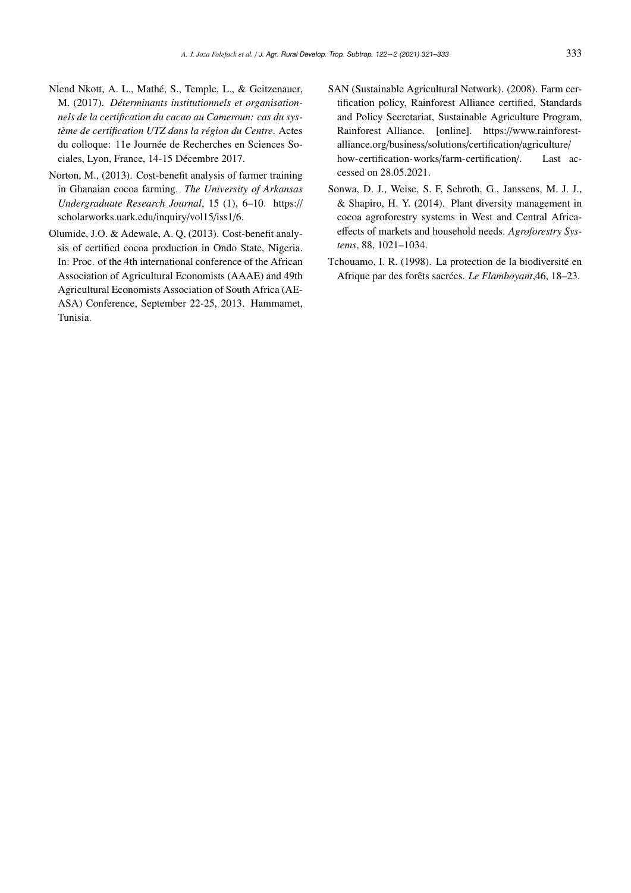Nlend Nkott, A. L., Mathé, S., Temple, L., & Geitzenauer, M. (2017). *Déterminants institutionnels et organisationnels de la certification du cacao au Cameroun: cas du système de certification UTZ dans la région du Centre*. Actes du colloque: 11e Journée de Recherches en Sciences Sociales, Lyon, France, 14-15 Décembre 2017.

Norton, M., (2013). Cost-benefit analysis of farmer training in Ghanaian cocoa farming. *The University of Arkansas Undergraduate Research Journal*, 15 (1), 6–10. https://scholarworks.uark.edu/inquiry/vol15/iss1/6.

Olumide, J.O. & Adewale, A. Q, (2013). Cost-benefit analysis of certified cocoa production in Ondo State, Nigeria. In: Proc. of the 4th international conference of the African Association of Agricultural Economists (AAAE) and 49th Agricultural Economists Association of South Africa (AEASA) Conference, September 22-25, 2013. Hammamet, Tunisia.

SAN (Sustainable Agricultural Network). (2008). Farm certification policy, Rainforest Alliance certified, Standards and Policy Secretariat, Sustainable Agriculture Program, Rainforest Alliance. [online]. https://www.rainforest-alliance.org/business/solutions/certification/agriculture/how-certification-works/farm-certification/. Last accessed on 28.05.2021.

Sonwa, D. J., Weise, S. F, Schroth, G., Janssens, M. J. J., & Shapiro, H. Y. (2014). Plant diversity management in cocoa agroforestry systems in West and Central Africa-effects of markets and household needs. *Agroforestry Systems*, 88, 1021–1034.

Tchouamo, I. R. (1998). La protection de la biodiversité en Afrique par des forêts sacrées. *Le Flamboyant*,46, 18–23.